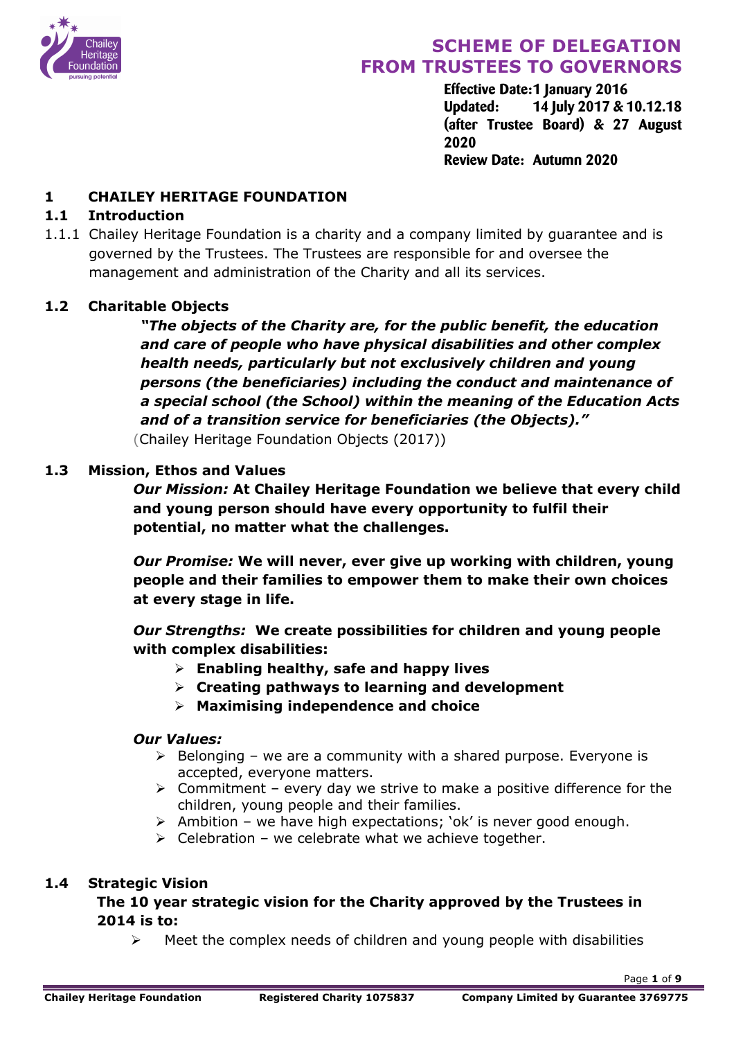# SCHEME OF DELEGATION FROM TRUSTEES TO GOVERNORS

**Effective Date: 1 January 2016**
**Updated: 14 July 2017 & 10.12.18 (after Trustee Board) & 27 August 2020**
**Review Date: Autumn 2020**

## 1 CHAILEY HERITAGE FOUNDATION

### 1.1 Introduction

1.1.1 Chailey Heritage Foundation is a charity and a company limited by guarantee and is governed by the Trustees. The Trustees are responsible for and oversee the management and administration of the Charity and all its services.

### 1.2 Charitable Objects

***"The objects of the Charity are, for the public benefit, the education and care of people who have physical disabilities and other complex health needs, particularly but not exclusively children and young persons (the beneficiaries) including the conduct and maintenance of a special school (the School) within the meaning of the Education Acts and of a transition service for beneficiaries (the Objects)."***
(Chailey Heritage Foundation Objects (2017))

### 1.3 Mission, Ethos and Values

***Our Mission:*** **At Chailey Heritage Foundation we believe that every child and young person should have every opportunity to fulfil their potential, no matter what the challenges.**

***Our Promise:*** **We will never, ever give up working with children, young people and their families to empower them to make their own choices at every stage in life.**

***Our Strengths:*** **We create possibilities for children and young people with complex disabilities:**

- **Enabling healthy, safe and happy lives**
- **Creating pathways to learning and development**
- **Maximising independence and choice**

***Our Values:***

- Belonging – we are a community with a shared purpose. Everyone is accepted, everyone matters.
- Commitment – every day we strive to make a positive difference for the children, young people and their families.
- Ambition – we have high expectations; 'ok' is never good enough.
- Celebration – we celebrate what we achieve together.

### 1.4 Strategic Vision

**The 10 year strategic vision for the Charity approved by the Trustees in 2014 is to:**

- Meet the complex needs of children and young people with disabilities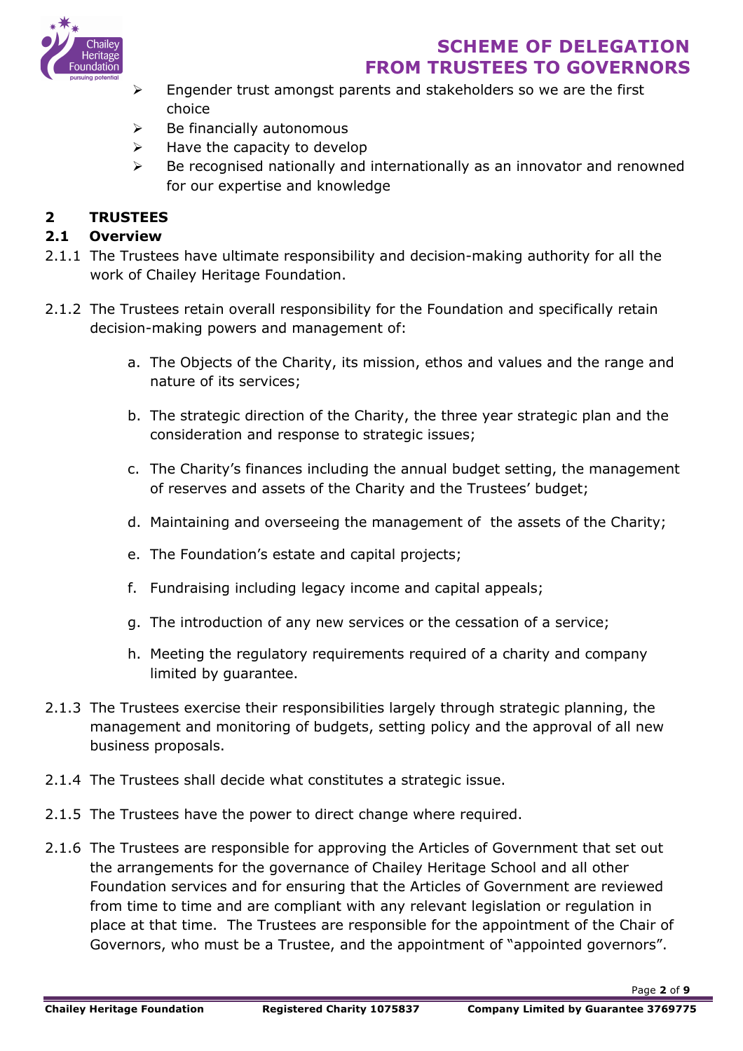- Engender trust amongst parents and stakeholders so we are the first choice
- Be financially autonomous
- Have the capacity to develop
- Be recognised nationally and internationally as an innovator and renowned for our expertise and knowledge

## 2 TRUSTEES

### 2.1 Overview

2.1.1 The Trustees have ultimate responsibility and decision-making authority for all the work of Chailey Heritage Foundation.

2.1.2 The Trustees retain overall responsibility for the Foundation and specifically retain decision-making powers and management of:

a. The Objects of the Charity, its mission, ethos and values and the range and nature of its services;

b. The strategic direction of the Charity, the three year strategic plan and the consideration and response to strategic issues;

c. The Charity's finances including the annual budget setting, the management of reserves and assets of the Charity and the Trustees' budget;

d. Maintaining and overseeing the management of the assets of the Charity;

e. The Foundation's estate and capital projects;

f. Fundraising including legacy income and capital appeals;

g. The introduction of any new services or the cessation of a service;

h. Meeting the regulatory requirements required of a charity and company limited by guarantee.

2.1.3 The Trustees exercise their responsibilities largely through strategic planning, the management and monitoring of budgets, setting policy and the approval of all new business proposals.

2.1.4 The Trustees shall decide what constitutes a strategic issue.

2.1.5 The Trustees have the power to direct change where required.

2.1.6 The Trustees are responsible for approving the Articles of Government that set out the arrangements for the governance of Chailey Heritage School and all other Foundation services and for ensuring that the Articles of Government are reviewed from time to time and are compliant with any relevant legislation or regulation in place at that time. The Trustees are responsible for the appointment of the Chair of Governors, who must be a Trustee, and the appointment of "appointed governors".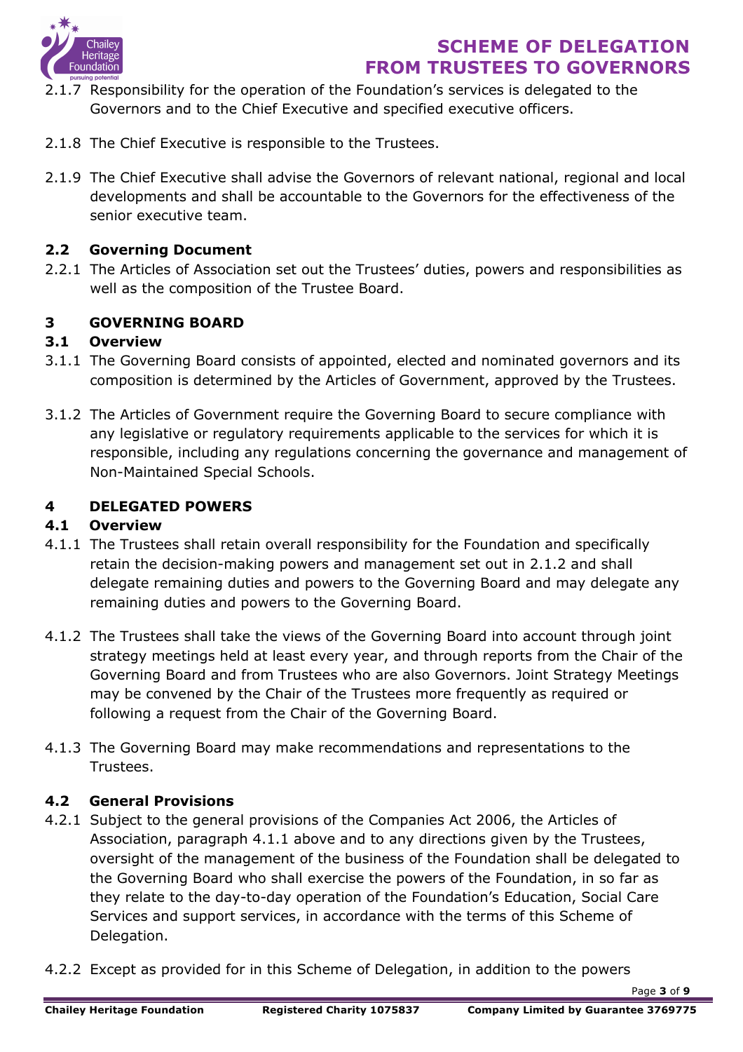2.1.7 Responsibility for the operation of the Foundation's services is delegated to the Governors and to the Chief Executive and specified executive officers.

2.1.8 The Chief Executive is responsible to the Trustees.

2.1.9 The Chief Executive shall advise the Governors of relevant national, regional and local developments and shall be accountable to the Governors for the effectiveness of the senior executive team.

### 2.2 Governing Document

2.2.1 The Articles of Association set out the Trustees' duties, powers and responsibilities as well as the composition of the Trustee Board.

## 3 GOVERNING BOARD

### 3.1 Overview

3.1.1 The Governing Board consists of appointed, elected and nominated governors and its composition is determined by the Articles of Government, approved by the Trustees.

3.1.2 The Articles of Government require the Governing Board to secure compliance with any legislative or regulatory requirements applicable to the services for which it is responsible, including any regulations concerning the governance and management of Non-Maintained Special Schools.

## 4 DELEGATED POWERS

### 4.1 Overview

4.1.1 The Trustees shall retain overall responsibility for the Foundation and specifically retain the decision-making powers and management set out in 2.1.2 and shall delegate remaining duties and powers to the Governing Board and may delegate any remaining duties and powers to the Governing Board.

4.1.2 The Trustees shall take the views of the Governing Board into account through joint strategy meetings held at least every year, and through reports from the Chair of the Governing Board and from Trustees who are also Governors. Joint Strategy Meetings may be convened by the Chair of the Trustees more frequently as required or following a request from the Chair of the Governing Board.

4.1.3 The Governing Board may make recommendations and representations to the Trustees.

### 4.2 General Provisions

4.2.1 Subject to the general provisions of the Companies Act 2006, the Articles of Association, paragraph 4.1.1 above and to any directions given by the Trustees, oversight of the management of the business of the Foundation shall be delegated to the Governing Board who shall exercise the powers of the Foundation, in so far as they relate to the day-to-day operation of the Foundation's Education, Social Care Services and support services, in accordance with the terms of this Scheme of Delegation.

4.2.2 Except as provided for in this Scheme of Delegation, in addition to the powers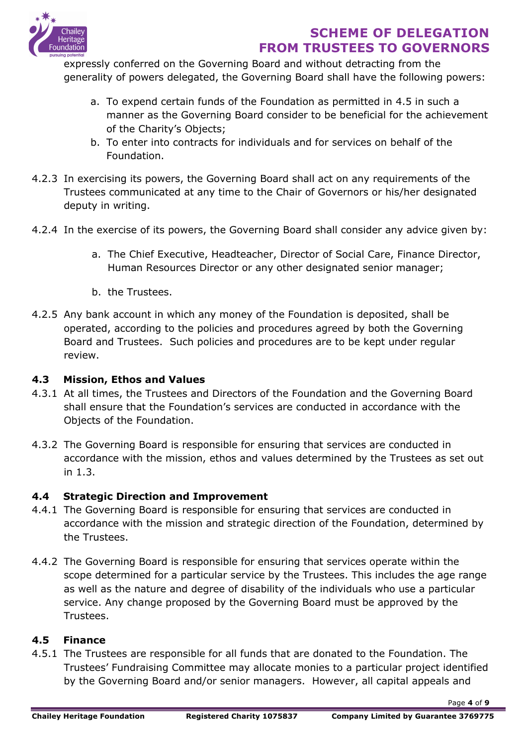expressly conferred on the Governing Board and without detracting from the generality of powers delegated, the Governing Board shall have the following powers:

a. To expend certain funds of the Foundation as permitted in 4.5 in such a manner as the Governing Board consider to be beneficial for the achievement of the Charity's Objects;
b. To enter into contracts for individuals and for services on behalf of the Foundation.

4.2.3 In exercising its powers, the Governing Board shall act on any requirements of the Trustees communicated at any time to the Chair of Governors or his/her designated deputy in writing.

4.2.4 In the exercise of its powers, the Governing Board shall consider any advice given by:

a. The Chief Executive, Headteacher, Director of Social Care, Finance Director, Human Resources Director or any other designated senior manager;
b. the Trustees.

4.2.5 Any bank account in which any money of the Foundation is deposited, shall be operated, according to the policies and procedures agreed by both the Governing Board and Trustees. Such policies and procedures are to be kept under regular review.

### 4.3 Mission, Ethos and Values

4.3.1 At all times, the Trustees and Directors of the Foundation and the Governing Board shall ensure that the Foundation's services are conducted in accordance with the Objects of the Foundation.

4.3.2 The Governing Board is responsible for ensuring that services are conducted in accordance with the mission, ethos and values determined by the Trustees as set out in 1.3.

### 4.4 Strategic Direction and Improvement

4.4.1 The Governing Board is responsible for ensuring that services are conducted in accordance with the mission and strategic direction of the Foundation, determined by the Trustees.

4.4.2 The Governing Board is responsible for ensuring that services operate within the scope determined for a particular service by the Trustees. This includes the age range as well as the nature and degree of disability of the individuals who use a particular service. Any change proposed by the Governing Board must be approved by the Trustees.

### 4.5 Finance

4.5.1 The Trustees are responsible for all funds that are donated to the Foundation. The Trustees' Fundraising Committee may allocate monies to a particular project identified by the Governing Board and/or senior managers. However, all capital appeals and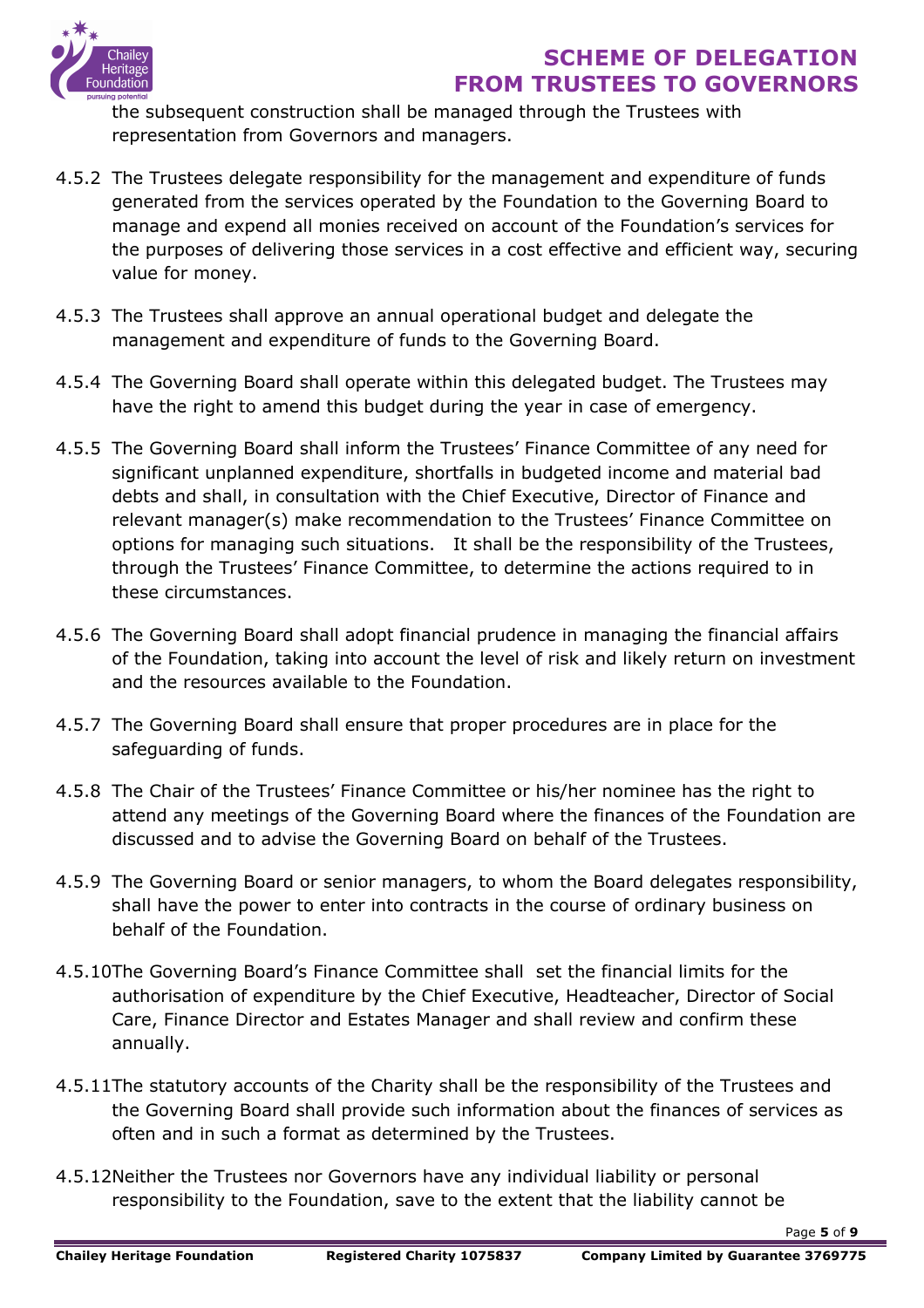the subsequent construction shall be managed through the Trustees with representation from Governors and managers.

4.5.2 The Trustees delegate responsibility for the management and expenditure of funds generated from the services operated by the Foundation to the Governing Board to manage and expend all monies received on account of the Foundation's services for the purposes of delivering those services in a cost effective and efficient way, securing value for money.

4.5.3 The Trustees shall approve an annual operational budget and delegate the management and expenditure of funds to the Governing Board.

4.5.4 The Governing Board shall operate within this delegated budget. The Trustees may have the right to amend this budget during the year in case of emergency.

4.5.5 The Governing Board shall inform the Trustees' Finance Committee of any need for significant unplanned expenditure, shortfalls in budgeted income and material bad debts and shall, in consultation with the Chief Executive, Director of Finance and relevant manager(s) make recommendation to the Trustees' Finance Committee on options for managing such situations. It shall be the responsibility of the Trustees, through the Trustees' Finance Committee, to determine the actions required to in these circumstances.

4.5.6 The Governing Board shall adopt financial prudence in managing the financial affairs of the Foundation, taking into account the level of risk and likely return on investment and the resources available to the Foundation.

4.5.7 The Governing Board shall ensure that proper procedures are in place for the safeguarding of funds.

4.5.8 The Chair of the Trustees' Finance Committee or his/her nominee has the right to attend any meetings of the Governing Board where the finances of the Foundation are discussed and to advise the Governing Board on behalf of the Trustees.

4.5.9 The Governing Board or senior managers, to whom the Board delegates responsibility, shall have the power to enter into contracts in the course of ordinary business on behalf of the Foundation.

4.5.10 The Governing Board's Finance Committee shall set the financial limits for the authorisation of expenditure by the Chief Executive, Headteacher, Director of Social Care, Finance Director and Estates Manager and shall review and confirm these annually.

4.5.11 The statutory accounts of the Charity shall be the responsibility of the Trustees and the Governing Board shall provide such information about the finances of services as often and in such a format as determined by the Trustees.

4.5.12 Neither the Trustees nor Governors have any individual liability or personal responsibility to the Foundation, save to the extent that the liability cannot be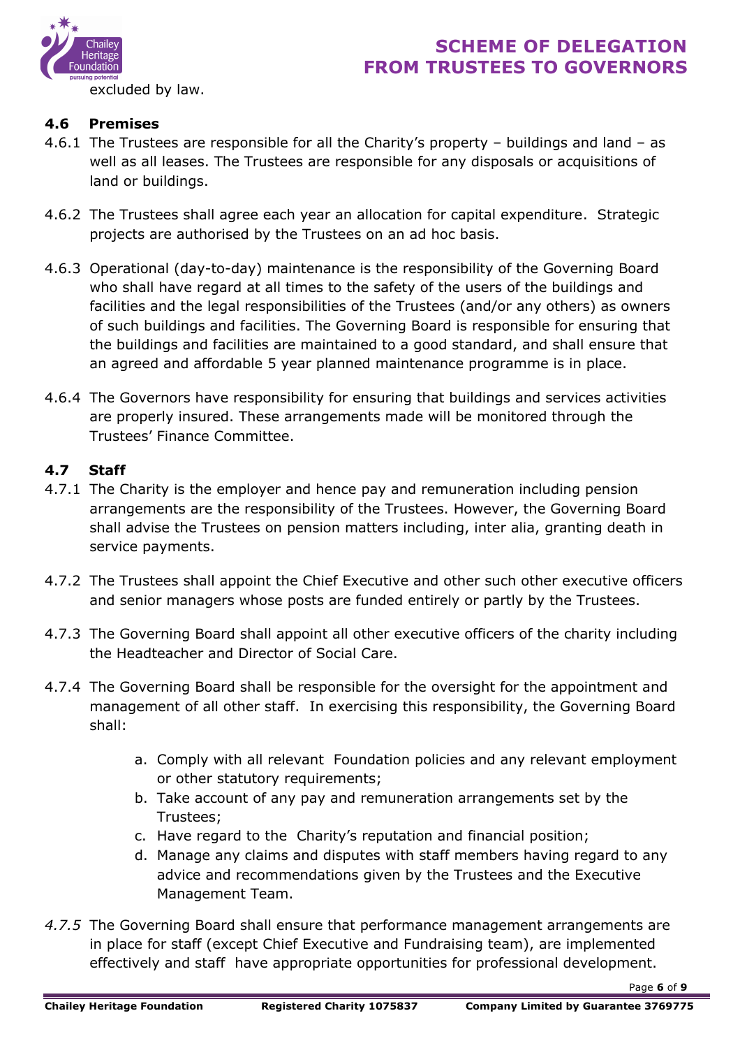excluded by law.

### 4.6 Premises

4.6.1 The Trustees are responsible for all the Charity's property – buildings and land – as well as all leases. The Trustees are responsible for any disposals or acquisitions of land or buildings.

4.6.2 The Trustees shall agree each year an allocation for capital expenditure. Strategic projects are authorised by the Trustees on an ad hoc basis.

4.6.3 Operational (day-to-day) maintenance is the responsibility of the Governing Board who shall have regard at all times to the safety of the users of the buildings and facilities and the legal responsibilities of the Trustees (and/or any others) as owners of such buildings and facilities. The Governing Board is responsible for ensuring that the buildings and facilities are maintained to a good standard, and shall ensure that an agreed and affordable 5 year planned maintenance programme is in place.

4.6.4 The Governors have responsibility for ensuring that buildings and services activities are properly insured. These arrangements made will be monitored through the Trustees' Finance Committee.

### 4.7 Staff

4.7.1 The Charity is the employer and hence pay and remuneration including pension arrangements are the responsibility of the Trustees. However, the Governing Board shall advise the Trustees on pension matters including, inter alia, granting death in service payments.

4.7.2 The Trustees shall appoint the Chief Executive and other such other executive officers and senior managers whose posts are funded entirely or partly by the Trustees.

4.7.3 The Governing Board shall appoint all other executive officers of the charity including the Headteacher and Director of Social Care.

4.7.4 The Governing Board shall be responsible for the oversight for the appointment and management of all other staff. In exercising this responsibility, the Governing Board shall:

a. Comply with all relevant Foundation policies and any relevant employment or other statutory requirements;
b. Take account of any pay and remuneration arrangements set by the Trustees;
c. Have regard to the Charity's reputation and financial position;
d. Manage any claims and disputes with staff members having regard to any advice and recommendations given by the Trustees and the Executive Management Team.

*4.7.5* The Governing Board shall ensure that performance management arrangements are in place for staff (except Chief Executive and Fundraising team), are implemented effectively and staff have appropriate opportunities for professional development.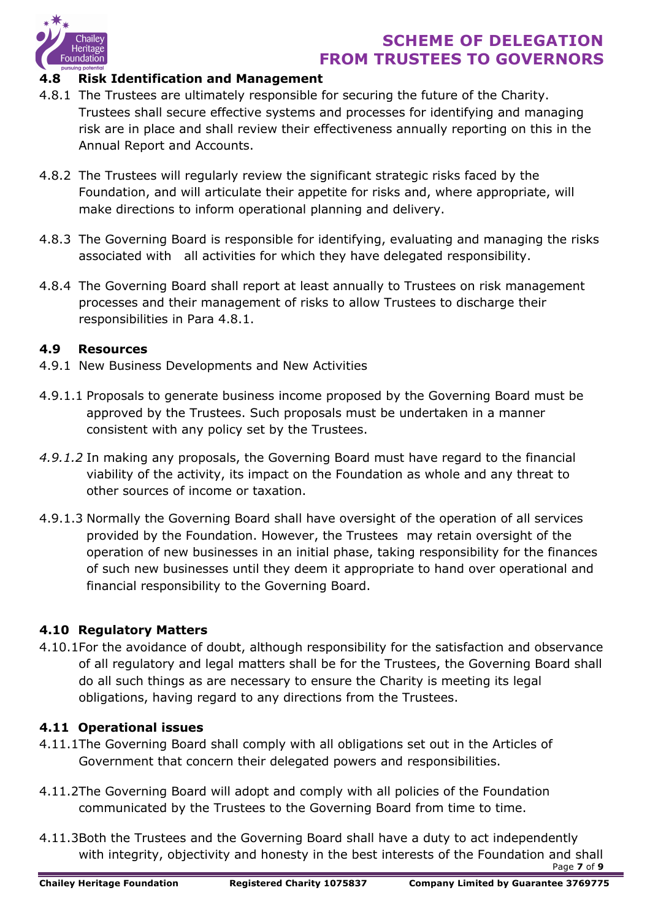### 4.8 Risk Identification and Management

4.8.1 The Trustees are ultimately responsible for securing the future of the Charity. Trustees shall secure effective systems and processes for identifying and managing risk are in place and shall review their effectiveness annually reporting on this in the Annual Report and Accounts.

4.8.2 The Trustees will regularly review the significant strategic risks faced by the Foundation, and will articulate their appetite for risks and, where appropriate, will make directions to inform operational planning and delivery.

4.8.3 The Governing Board is responsible for identifying, evaluating and managing the risks associated with all activities for which they have delegated responsibility.

4.8.4 The Governing Board shall report at least annually to Trustees on risk management processes and their management of risks to allow Trustees to discharge their responsibilities in Para 4.8.1.

### 4.9 Resources

4.9.1 New Business Developments and New Activities

4.9.1.1 Proposals to generate business income proposed by the Governing Board must be approved by the Trustees. Such proposals must be undertaken in a manner consistent with any policy set by the Trustees.

*4.9.1.2* In making any proposals, the Governing Board must have regard to the financial viability of the activity, its impact on the Foundation as whole and any threat to other sources of income or taxation.

4.9.1.3 Normally the Governing Board shall have oversight of the operation of all services provided by the Foundation. However, the Trustees may retain oversight of the operation of new businesses in an initial phase, taking responsibility for the finances of such new businesses until they deem it appropriate to hand over operational and financial responsibility to the Governing Board.

### 4.10 Regulatory Matters

4.10.1 For the avoidance of doubt, although responsibility for the satisfaction and observance of all regulatory and legal matters shall be for the Trustees, the Governing Board shall do all such things as are necessary to ensure the Charity is meeting its legal obligations, having regard to any directions from the Trustees.

### 4.11 Operational issues

4.11.1 The Governing Board shall comply with all obligations set out in the Articles of Government that concern their delegated powers and responsibilities.

4.11.2 The Governing Board will adopt and comply with all policies of the Foundation communicated by the Trustees to the Governing Board from time to time.

4.11.3 Both the Trustees and the Governing Board shall have a duty to act independently with integrity, objectivity and honesty in the best interests of the Foundation and shall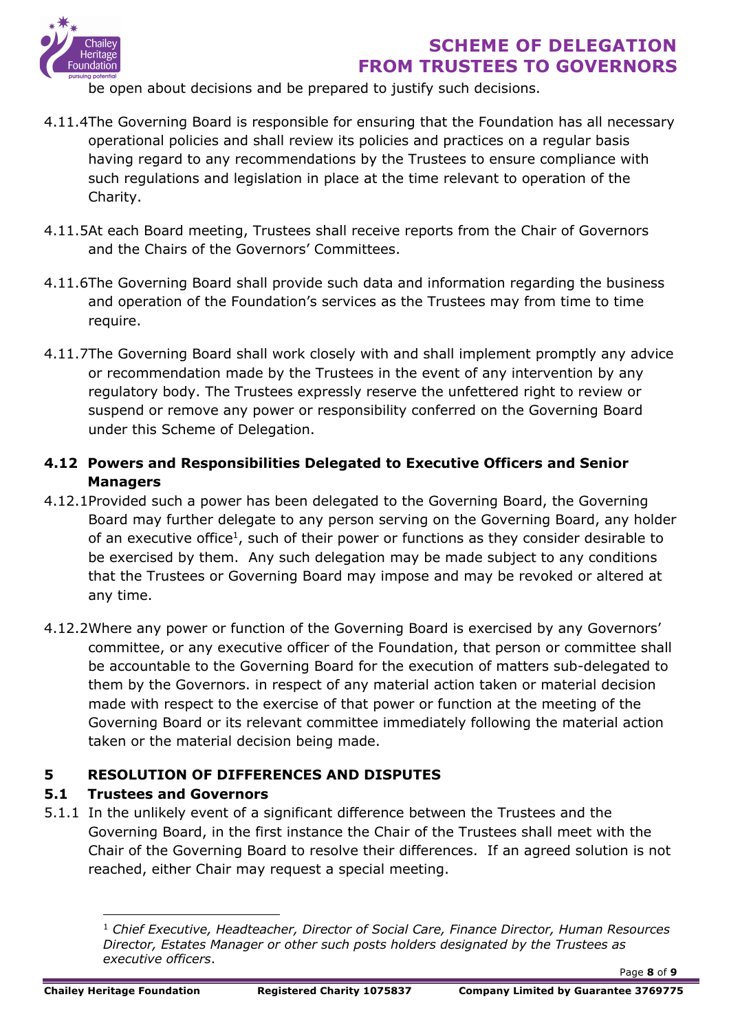be open about decisions and be prepared to justify such decisions.

4.11.4 The Governing Board is responsible for ensuring that the Foundation has all necessary operational policies and shall review its policies and practices on a regular basis having regard to any recommendations by the Trustees to ensure compliance with such regulations and legislation in place at the time relevant to operation of the Charity.

4.11.5 At each Board meeting, Trustees shall receive reports from the Chair of Governors and the Chairs of the Governors' Committees.

4.11.6 The Governing Board shall provide such data and information regarding the business and operation of the Foundation's services as the Trustees may from time to time require.

4.11.7 The Governing Board shall work closely with and shall implement promptly any advice or recommendation made by the Trustees in the event of any intervention by any regulatory body. The Trustees expressly reserve the unfettered right to review or suspend or remove any power or responsibility conferred on the Governing Board under this Scheme of Delegation.

### 4.12 Powers and Responsibilities Delegated to Executive Officers and Senior Managers

4.12.1 Provided such a power has been delegated to the Governing Board, the Governing Board may further delegate to any person serving on the Governing Board, any holder of an executive office[1], such of their power or functions as they consider desirable to be exercised by them. Any such delegation may be made subject to any conditions that the Trustees or Governing Board may impose and may be revoked or altered at any time.

4.12.2 Where any power or function of the Governing Board is exercised by any Governors' committee, or any executive officer of the Foundation, that person or committee shall be accountable to the Governing Board for the execution of matters sub-delegated to them by the Governors. in respect of any material action taken or material decision made with respect to the exercise of that power or function at the meeting of the Governing Board or its relevant committee immediately following the material action taken or the material decision being made.

## 5 RESOLUTION OF DIFFERENCES AND DISPUTES

### 5.1 Trustees and Governors

5.1.1 In the unlikely event of a significant difference between the Trustees and the Governing Board, in the first instance the Chair of the Trustees shall meet with the Chair of the Governing Board to resolve their differences. If an agreed solution is not reached, either Chair may request a special meeting.

---

[1] *Chief Executive, Headteacher, Director of Social Care, Finance Director, Human Resources Director, Estates Manager or other such posts holders designated by the Trustees as executive officers*.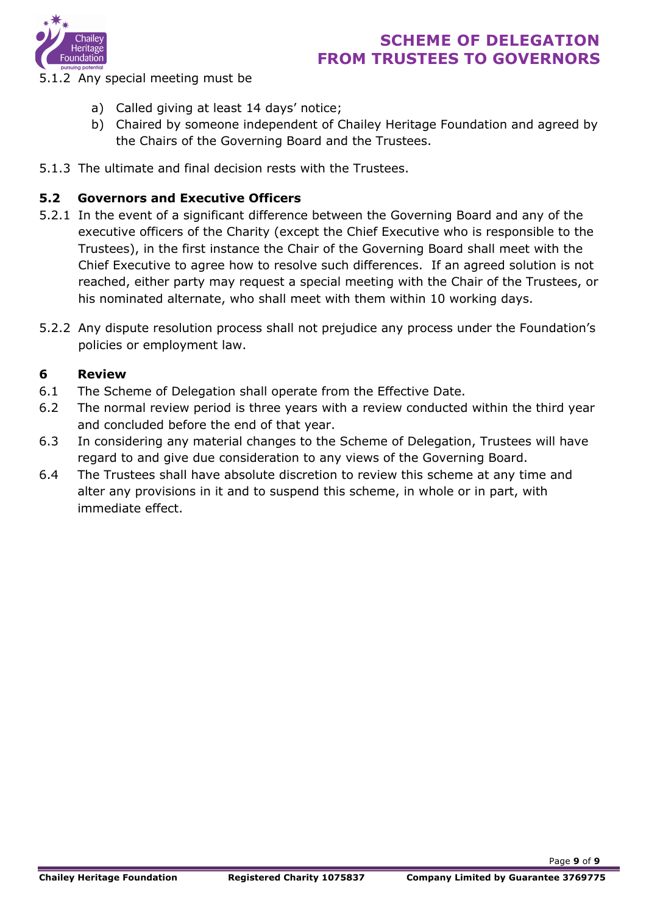5.1.2 Any special meeting must be

a) Called giving at least 14 days' notice;
b) Chaired by someone independent of Chailey Heritage Foundation and agreed by the Chairs of the Governing Board and the Trustees.

5.1.3 The ultimate and final decision rests with the Trustees.

### 5.2 Governors and Executive Officers

5.2.1 In the event of a significant difference between the Governing Board and any of the executive officers of the Charity (except the Chief Executive who is responsible to the Trustees), in the first instance the Chair of the Governing Board shall meet with the Chief Executive to agree how to resolve such differences. If an agreed solution is not reached, either party may request a special meeting with the Chair of the Trustees, or his nominated alternate, who shall meet with them within 10 working days.

5.2.2 Any dispute resolution process shall not prejudice any process under the Foundation's policies or employment law.

## 6 Review

6.1 The Scheme of Delegation shall operate from the Effective Date.

6.2 The normal review period is three years with a review conducted within the third year and concluded before the end of that year.

6.3 In considering any material changes to the Scheme of Delegation, Trustees will have regard to and give due consideration to any views of the Governing Board.

6.4 The Trustees shall have absolute discretion to review this scheme at any time and alter any provisions in it and to suspend this scheme, in whole or in part, with immediate effect.